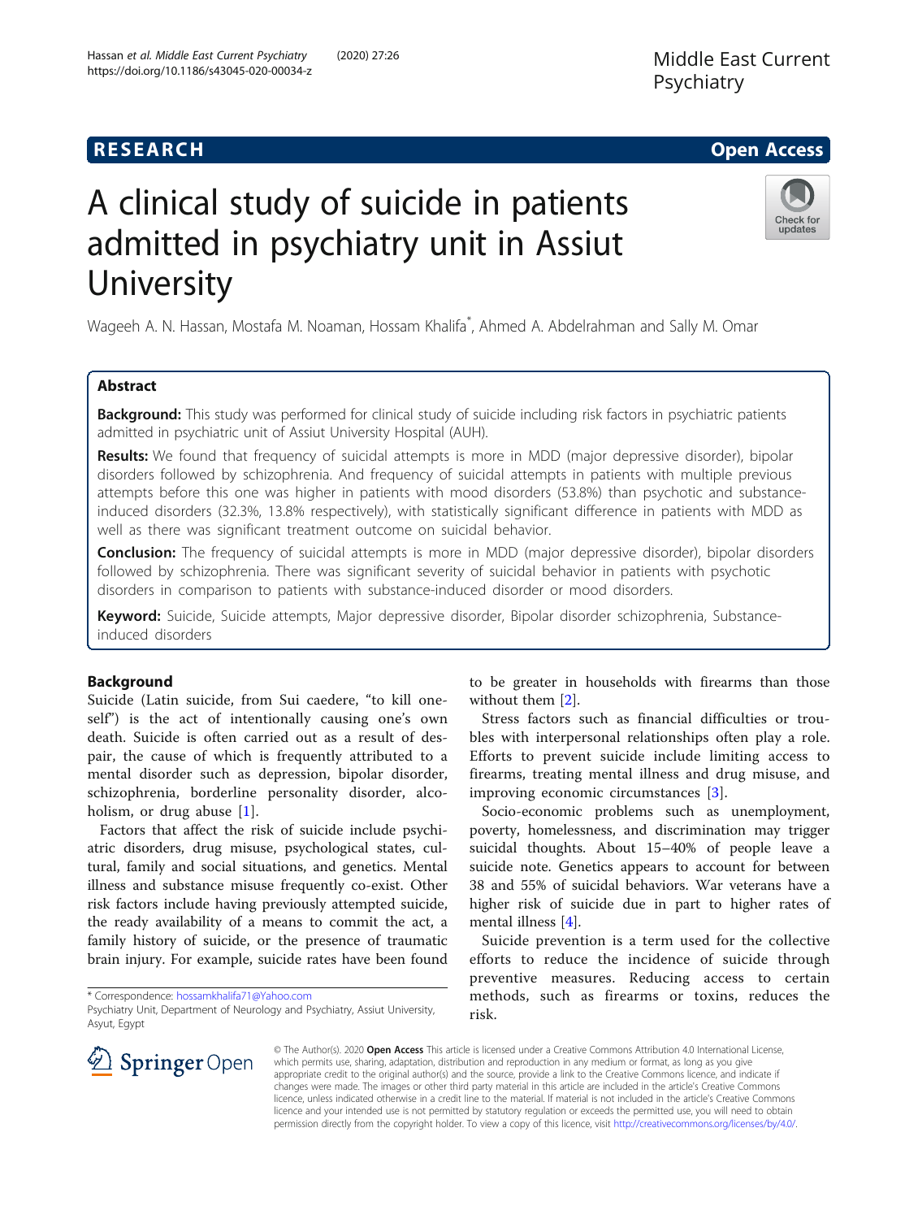# A clinical study of suicide in patients admitted in psychiatry unit in Assiut University

Wageeh A. N. Hassan, Mostafa M. Noaman, Hossam Khalifa*, Ahmed A. Abdelrahman and Sally M. Omar

## Abstract

**Background:** This study was performed for clinical study of suicide including risk factors in psychiatric patients admitted in psychiatric unit of Assiut University Hospital (AUH).

**Results:** We found that frequency of suicidal attempts is more in MDD (major depressive disorder), bipolar disorders followed by schizophrenia. And frequency of suicidal attempts in patients with multiple previous attempts before this one was higher in patients with mood disorders (53.8%) than psychotic and substance-induced disorders (32.3%, 13.8% respectively), with statistically significant difference in patients with MDD as well as there was significant treatment outcome on suicidal behavior.

**Conclusion:** The frequency of suicidal attempts is more in MDD (major depressive disorder), bipolar disorders followed by schizophrenia. There was significant severity of suicidal behavior in patients with psychotic disorders in comparison to patients with substance-induced disorder or mood disorders.

**Keyword:** Suicide, Suicide attempts, Major depressive disorder, Bipolar disorder schizophrenia, Substance-induced disorders

## Background

Suicide (Latin suicide, from Sui caedere, "to kill oneself") is the act of intentionally causing one's own death. Suicide is often carried out as a result of despair, the cause of which is frequently attributed to a mental disorder such as depression, bipolar disorder, schizophrenia, borderline personality disorder, alcoholism, or drug abuse [1].

Factors that affect the risk of suicide include psychiatric disorders, drug misuse, psychological states, cultural, family and social situations, and genetics. Mental illness and substance misuse frequently co-exist. Other risk factors include having previously attempted suicide, the ready availability of a means to commit the act, a family history of suicide, or the presence of traumatic brain injury. For example, suicide rates have been found to be greater in households with firearms than those without them [2].

Stress factors such as financial difficulties or troubles with interpersonal relationships often play a role. Efforts to prevent suicide include limiting access to firearms, treating mental illness and drug misuse, and improving economic circumstances [3].

Socio-economic problems such as unemployment, poverty, homelessness, and discrimination may trigger suicidal thoughts. About 15–40% of people leave a suicide note. Genetics appears to account for between 38 and 55% of suicidal behaviors. War veterans have a higher risk of suicide due in part to higher rates of mental illness [4].

Suicide prevention is a term used for the collective efforts to reduce the incidence of suicide through preventive measures. Reducing access to certain methods, such as firearms or toxins, reduces the risk.

\* Correspondence: hossamkhalifa71@Yahoo.com
Psychiatry Unit, Department of Neurology and Psychiatry, Assiut University, Asyut, Egypt

© The Author(s). 2020 **Open Access** This article is licensed under a Creative Commons Attribution 4.0 International License, which permits use, sharing, adaptation, distribution and reproduction in any medium or format, as long as you give appropriate credit to the original author(s) and the source, provide a link to the Creative Commons licence, and indicate if changes were made. The images or other third party material in this article are included in the article's Creative Commons licence, unless indicated otherwise in a credit line to the material. If material is not included in the article's Creative Commons licence and your intended use is not permitted by statutory regulation or exceeds the permitted use, you will need to obtain permission directly from the copyright holder. To view a copy of this licence, visit http://creativecommons.org/licenses/by/4.0/.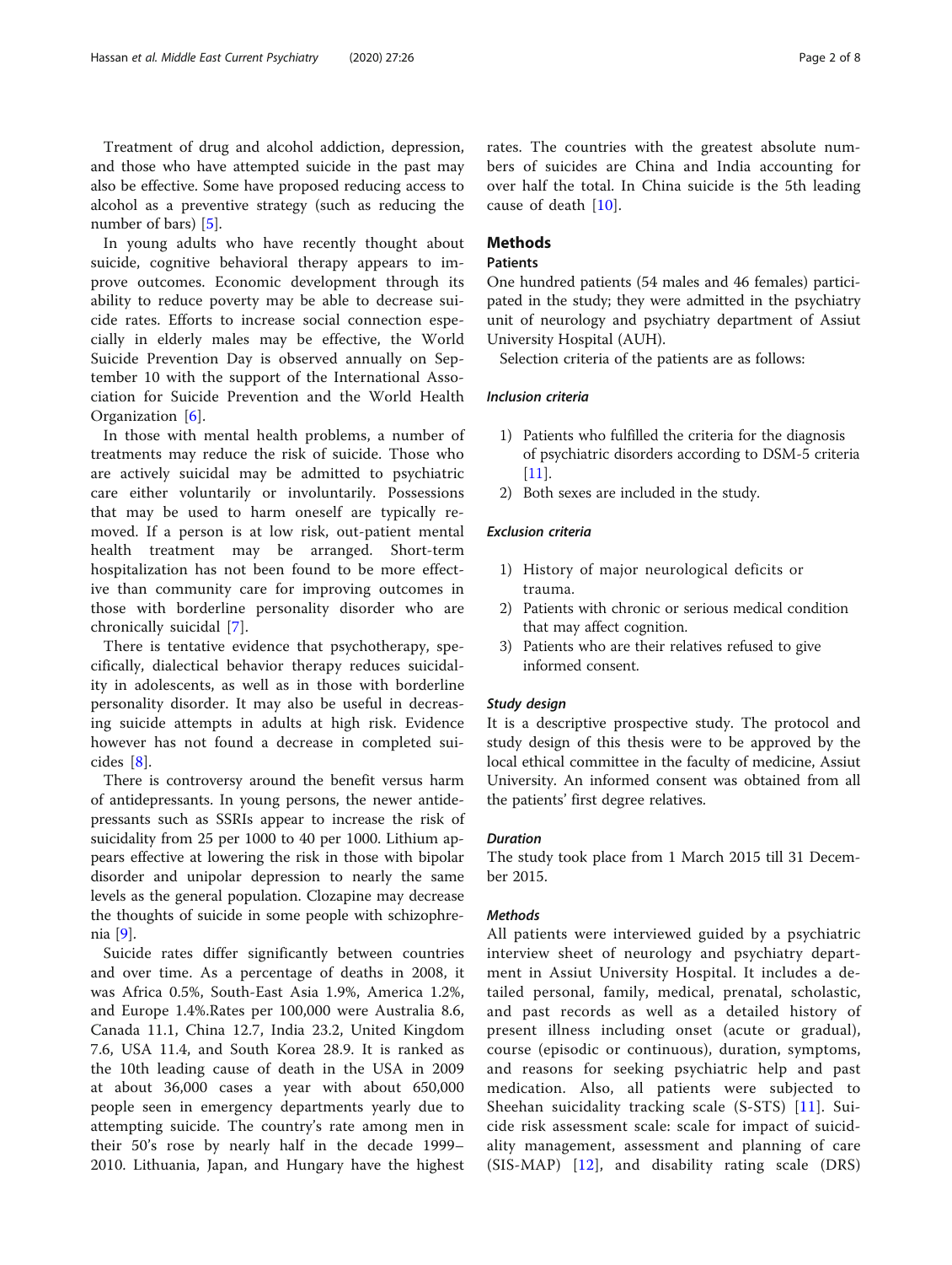Treatment of drug and alcohol addiction, depression, and those who have attempted suicide in the past may also be effective. Some have proposed reducing access to alcohol as a preventive strategy (such as reducing the number of bars) [5].

In young adults who have recently thought about suicide, cognitive behavioral therapy appears to improve outcomes. Economic development through its ability to reduce poverty may be able to decrease suicide rates. Efforts to increase social connection especially in elderly males may be effective, the World Suicide Prevention Day is observed annually on September 10 with the support of the International Association for Suicide Prevention and the World Health Organization [6].

In those with mental health problems, a number of treatments may reduce the risk of suicide. Those who are actively suicidal may be admitted to psychiatric care either voluntarily or involuntarily. Possessions that may be used to harm oneself are typically removed. If a person is at low risk, out-patient mental health treatment may be arranged. Short-term hospitalization has not been found to be more effective than community care for improving outcomes in those with borderline personality disorder who are chronically suicidal [7].

There is tentative evidence that psychotherapy, specifically, dialectical behavior therapy reduces suicidality in adolescents, as well as in those with borderline personality disorder. It may also be useful in decreasing suicide attempts in adults at high risk. Evidence however has not found a decrease in completed suicides [8].

There is controversy around the benefit versus harm of antidepressants. In young persons, the newer antidepressants such as SSRIs appear to increase the risk of suicidality from 25 per 1000 to 40 per 1000. Lithium appears effective at lowering the risk in those with bipolar disorder and unipolar depression to nearly the same levels as the general population. Clozapine may decrease the thoughts of suicide in some people with schizophrenia [9].

Suicide rates differ significantly between countries and over time. As a percentage of deaths in 2008, it was Africa 0.5%, South-East Asia 1.9%, America 1.2%, and Europe 1.4%.Rates per 100,000 were Australia 8.6, Canada 11.1, China 12.7, India 23.2, United Kingdom 7.6, USA 11.4, and South Korea 28.9. It is ranked as the 10th leading cause of death in the USA in 2009 at about 36,000 cases a year with about 650,000 people seen in emergency departments yearly due to attempting suicide. The country's rate among men in their 50's rose by nearly half in the decade 1999–2010. Lithuania, Japan, and Hungary have the highest rates. The countries with the greatest absolute numbers of suicides are China and India accounting for over half the total. In China suicide is the 5th leading cause of death [10].

## Methods

### Patients

One hundred patients (54 males and 46 females) participated in the study; they were admitted in the psychiatry unit of neurology and psychiatry department of Assiut University Hospital (AUH).

Selection criteria of the patients are as follows:

#### *Inclusion criteria*

1) Patients who fulfilled the criteria for the diagnosis of psychiatric disorders according to DSM-5 criteria [11].
2) Both sexes are included in the study.

#### *Exclusion criteria*

1) History of major neurological deficits or trauma.
2) Patients with chronic or serious medical condition that may affect cognition.
3) Patients who are their relatives refused to give informed consent.

#### *Study design*

It is a descriptive prospective study. The protocol and study design of this thesis were to be approved by the local ethical committee in the faculty of medicine, Assiut University. An informed consent was obtained from all the patients' first degree relatives.

#### *Duration*

The study took place from 1 March 2015 till 31 December 2015.

#### *Methods*

All patients were interviewed guided by a psychiatric interview sheet of neurology and psychiatry department in Assiut University Hospital. It includes a detailed personal, family, medical, prenatal, scholastic, and past records as well as a detailed history of present illness including onset (acute or gradual), course (episodic or continuous), duration, symptoms, and reasons for seeking psychiatric help and past medication. Also, all patients were subjected to Sheehan suicidality tracking scale (S-STS) [11]. Suicide risk assessment scale: scale for impact of suicidality management, assessment and planning of care (SIS-MAP) [12], and disability rating scale (DRS)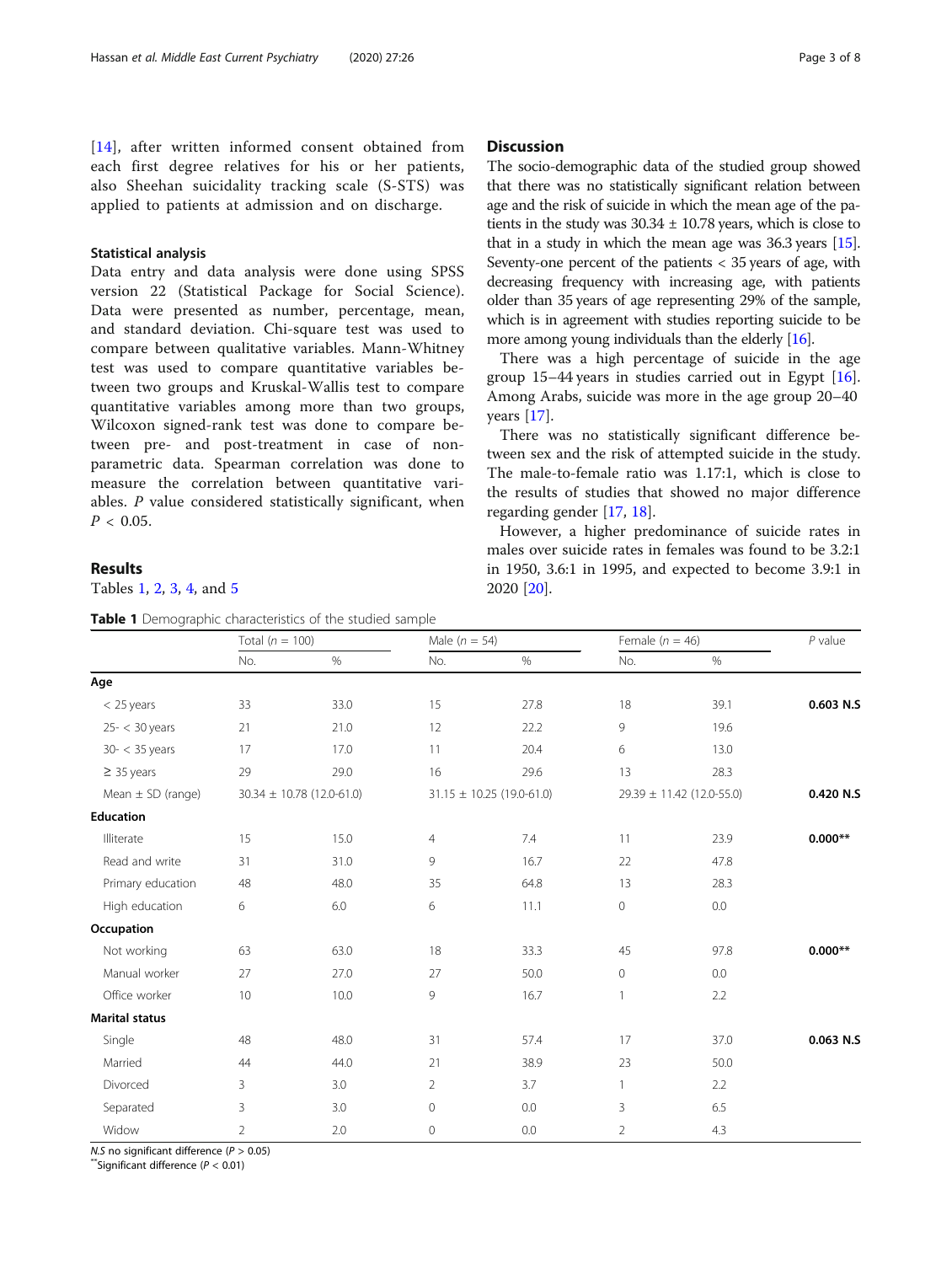[14], after written informed consent obtained from each first degree relatives for his or her patients, also Sheehan suicidality tracking scale (S-STS) was applied to patients at admission and on discharge.

### Statistical analysis

Data entry and data analysis were done using SPSS version 22 (Statistical Package for Social Science). Data were presented as number, percentage, mean, and standard deviation. Chi-square test was used to compare between qualitative variables. Mann-Whitney test was used to compare quantitative variables between two groups and Kruskal-Wallis test to compare quantitative variables among more than two groups, Wilcoxon signed-rank test was done to compare between pre- and post-treatment in case of non-parametric data. Spearman correlation was done to measure the correlation between quantitative variables. *P* value considered statistically significant, when $P < 0.05$.

## Results

Tables 1, 2, 3, 4, and 5

**Table 1** Demographic characteristics of the studied sample

| | Total ($n$ = 100) | | Male ($n$ = 54) | | Female ($n$ = 46) | | *P* value |
|---|---|---|---|---|---|---|---|
| | No. | % | No. | % | No. | % | |
| **Age** | | | | | | | |
| < 25 years | 33 | 33.0 | 15 | 27.8 | 18 | 39.1 | **0.603 N.S** |
| 25- < 30 years | 21 | 21.0 | 12 | 22.2 | 9 | 19.6 | |
| 30- < 35 years | 17 | 17.0 | 11 | 20.4 | 6 | 13.0 | |
| ≥ 35 years | 29 | 29.0 | 16 | 29.6 | 13 | 28.3 | |
| Mean ± SD (range) | 30.34 ± 10.78 (12.0-61.0) | | 31.15 ± 10.25 (19.0-61.0) | | 29.39 ± 11.42 (12.0-55.0) | | **0.420 N.S** |
| **Education** | | | | | | | |
| Illiterate | 15 | 15.0 | 4 | 7.4 | 11 | 23.9 | **0.000**** |
| Read and write | 31 | 31.0 | 9 | 16.7 | 22 | 47.8 | |
| Primary education | 48 | 48.0 | 35 | 64.8 | 13 | 28.3 | |
| High education | 6 | 6.0 | 6 | 11.1 | 0 | 0.0 | |
| **Occupation** | | | | | | | |
| Not working | 63 | 63.0 | 18 | 33.3 | 45 | 97.8 | **0.000**** |
| Manual worker | 27 | 27.0 | 27 | 50.0 | 0 | 0.0 | |
| Office worker | 10 | 10.0 | 9 | 16.7 | 1 | 2.2 | |
| **Marital status** | | | | | | | |
| Single | 48 | 48.0 | 31 | 57.4 | 17 | 37.0 | **0.063 N.S** |
| Married | 44 | 44.0 | 21 | 38.9 | 23 | 50.0 | |
| Divorced | 3 | 3.0 | 2 | 3.7 | 1 | 2.2 | |
| Separated | 3 | 3.0 | 0 | 0.0 | 3 | 6.5 | |
| Widow | 2 | 2.0 | 0 | 0.0 | 2 | 4.3 | |

*N.S* no significant difference ($P > 0.05$)
**Significant difference ($P < 0.01$)

## Discussion

The socio-demographic data of the studied group showed that there was no statistically significant relation between age and the risk of suicide in which the mean age of the patients in the study was 30.34 ± 10.78 years, which is close to that in a study in which the mean age was 36.3 years [15]. Seventy-one percent of the patients < 35 years of age, with decreasing frequency with increasing age, with patients older than 35 years of age representing 29% of the sample, which is in agreement with studies reporting suicide to be more among young individuals than the elderly [16].

There was a high percentage of suicide in the age group 15–44 years in studies carried out in Egypt [16]. Among Arabs, suicide was more in the age group 20–40 years [17].

There was no statistically significant difference between sex and the risk of attempted suicide in the study. The male-to-female ratio was 1.17:1, which is close to the results of studies that showed no major difference regarding gender [17, 18].

However, a higher predominance of suicide rates in males over suicide rates in females was found to be 3.2:1 in 1950, 3.6:1 in 1995, and expected to become 3.9:1 in 2020 [20].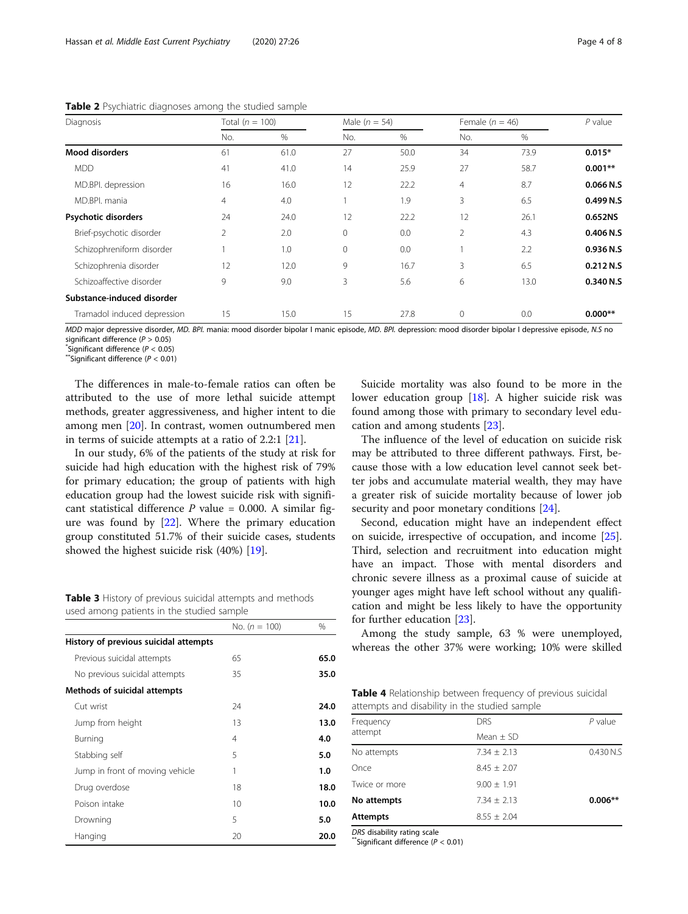**Table 2** Psychiatric diagnoses among the studied sample

| Diagnosis | Total (n = 100) | | Male (n = 54) | | Female (n = 46) | | P value |
|---|---|---|---|---|---|---|---|
| | No. | % | No. | % | No. | % | |
| **Mood disorders** | 61 | 61.0 | 27 | 50.0 | 34 | 73.9 | **0.015*** |
| MDD | 41 | 41.0 | 14 | 25.9 | 27 | 58.7 | **0.001**** |
| MD.BPI. depression | 16 | 16.0 | 12 | 22.2 | 4 | 8.7 | **0.066 N.S** |
| MD.BPI. mania | 4 | 4.0 | 1 | 1.9 | 3 | 6.5 | **0.499 N.S** |
| **Psychotic disorders** | 24 | 24.0 | 12 | 22.2 | 12 | 26.1 | **0.652NS** |
| Brief-psychotic disorder | 2 | 2.0 | 0 | 0.0 | 2 | 4.3 | **0.406 N.S** |
| Schizophreniform disorder | 1 | 1.0 | 0 | 0.0 | 1 | 2.2 | **0.936 N.S** |
| Schizophrenia disorder | 12 | 12.0 | 9 | 16.7 | 3 | 6.5 | **0.212 N.S** |
| Schizoaffective disorder | 9 | 9.0 | 3 | 5.6 | 6 | 13.0 | **0.340 N.S** |
| **Substance-induced disorder** | | | | | | | |
| Tramadol induced depression | 15 | 15.0 | 15 | 27.8 | 0 | 0.0 | **0.000**** |

*MDD* major depressive disorder, *MD. BPI.* mania: mood disorder bipolar I manic episode, *MD. BPI.* depression: mood disorder bipolar I depressive episode, *N.S* no significant difference ($P > 0.05$)
*Significant difference ($P < 0.05$)
**Significant difference ($P < 0.01$)

The differences in male-to-female ratios can often be attributed to the use of more lethal suicide attempt methods, greater aggressiveness, and higher intent to die among men [20]. In contrast, women outnumbered men in terms of suicide attempts at a ratio of 2.2:1 [21].

In our study, 6% of the patients of the study at risk for suicide had high education with the highest risk of 79% for primary education; the group of patients with high education group had the lowest suicide risk with significant statistical difference $P$ value = 0.000. A similar figure was found by [22]. Where the primary education group constituted 51.7% of their suicide cases, students showed the highest suicide risk (40%) [19].

**Table 3** History of previous suicidal attempts and methods used among patients in the studied sample

| | No. (n = 100) | % |
|---|---|---|
| **History of previous suicidal attempts** | | |
| Previous suicidal attempts | 65 | **65.0** |
| No previous suicidal attempts | 35 | **35.0** |
| **Methods of suicidal attempts** | | |
| Cut wrist | 24 | **24.0** |
| Jump from height | 13 | **13.0** |
| Burning | 4 | **4.0** |
| Stabbing self | 5 | **5.0** |
| Jump in front of moving vehicle | 1 | **1.0** |
| Drug overdose | 18 | **18.0** |
| Poison intake | 10 | **10.0** |
| Drowning | 5 | **5.0** |
| Hanging | 20 | **20.0** |

Suicide mortality was also found to be more in the lower education group [18]. A higher suicide risk was found among those with primary to secondary level education and among students [23].

The influence of the level of education on suicide risk may be attributed to three different pathways. First, because those with a low education level cannot seek better jobs and accumulate material wealth, they may have a greater risk of suicide mortality because of lower job security and poor monetary conditions [24].

Second, education might have an independent effect on suicide, irrespective of occupation, and income [25]. Third, selection and recruitment into education might have an impact. Those with mental disorders and chronic severe illness as a proximal cause of suicide at younger ages might have left school without any qualification and might be less likely to have the opportunity for further education [23].

Among the study sample, 63 % were unemployed, whereas the other 37% were working; 10% were skilled

**Table 4** Relationship between frequency of previous suicidal attempts and disability in the studied sample

| Frequency attempt | DRS | P value |
|---|---|---|
| | Mean ± SD | |
| No attempts | 7.34 ± 2.13 | 0.430 N.S |
| Once | 8.45 ± 2.07 | |
| Twice or more | 9.00 ± 1.91 | |
| **No attempts** | 7.34 ± 2.13 | **0.006**** |
| **Attempts** | 8.55 ± 2.04 | |

*DRS* disability rating scale
**Significant difference ($P < 0.01$)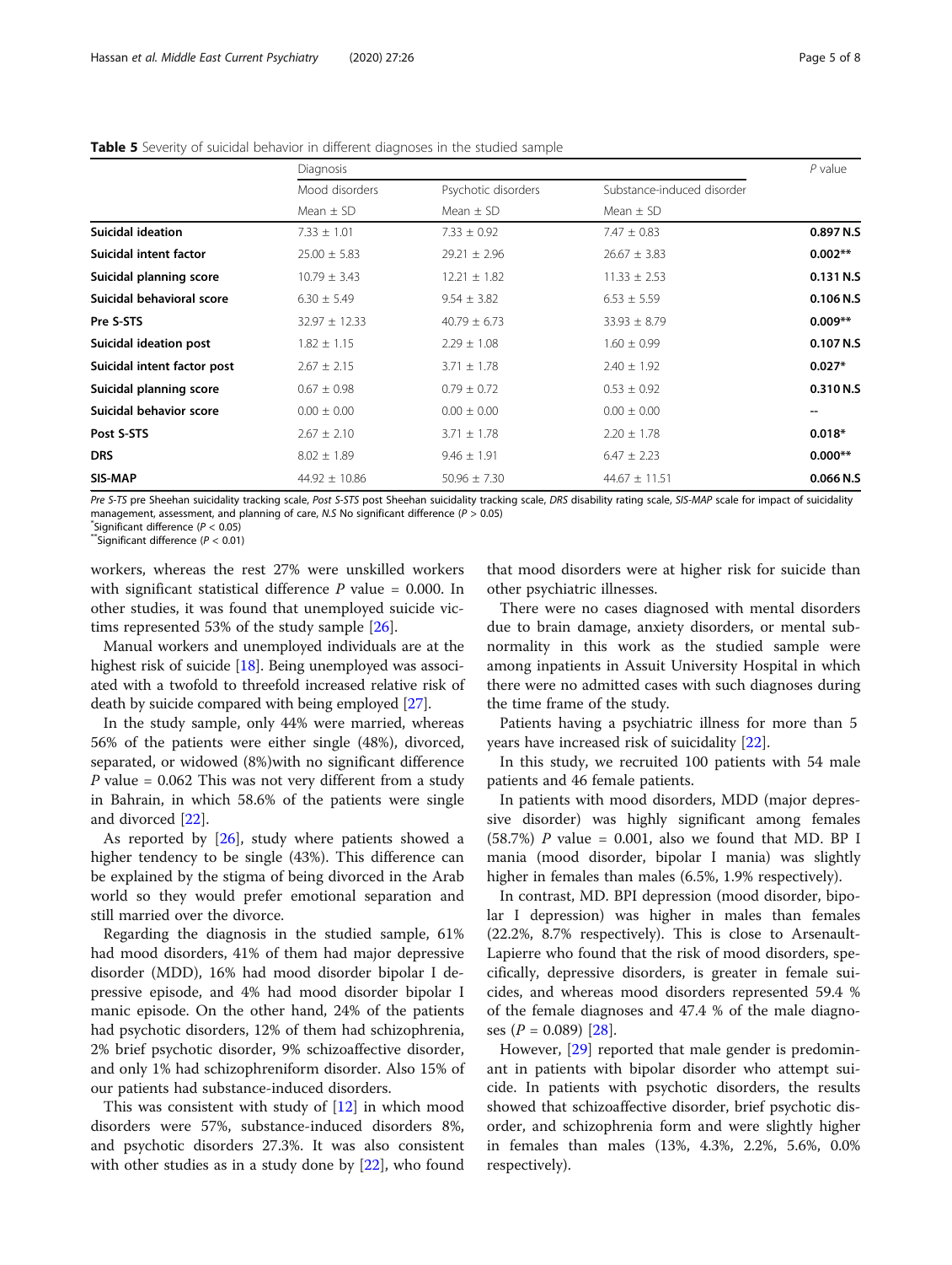**Table 5** Severity of suicidal behavior in different diagnoses in the studied sample

| | Diagnosis | | | P value |
|---|---|---|---|---|
| | Mood disorders | Psychotic disorders | Substance-induced disorder | |
| | Mean ± SD | Mean ± SD | Mean ± SD | |
| **Suicidal ideation** | 7.33 ± 1.01 | 7.33 ± 0.92 | 7.47 ± 0.83 | **0.897 N.S** |
| **Suicidal intent factor** | 25.00 ± 5.83 | 29.21 ± 2.96 | 26.67 ± 3.83 | **0.002**** |
| **Suicidal planning score** | 10.79 ± 3.43 | 12.21 ± 1.82 | 11.33 ± 2.53 | **0.131 N.S** |
| **Suicidal behavioral score** | 6.30 ± 5.49 | 9.54 ± 3.82 | 6.53 ± 5.59 | **0.106 N.S** |
| **Pre S-STS** | 32.97 ± 12.33 | 40.79 ± 6.73 | 33.93 ± 8.79 | **0.009**** |
| **Suicidal ideation post** | 1.82 ± 1.15 | 2.29 ± 1.08 | 1.60 ± 0.99 | **0.107 N.S** |
| **Suicidal intent factor post** | 2.67 ± 2.15 | 3.71 ± 1.78 | 2.40 ± 1.92 | **0.027*** |
| **Suicidal planning score** | 0.67 ± 0.98 | 0.79 ± 0.72 | 0.53 ± 0.92 | **0.310 N.S** |
| **Suicidal behavior score** | 0.00 ± 0.00 | 0.00 ± 0.00 | 0.00 ± 0.00 | -- |
| **Post S-STS** | 2.67 ± 2.10 | 3.71 ± 1.78 | 2.20 ± 1.78 | **0.018*** |
| **DRS** | 8.02 ± 1.89 | 9.46 ± 1.91 | 6.47 ± 2.23 | **0.000**** |
| **SIS-MAP** | 44.92 ± 10.86 | 50.96 ± 7.30 | 44.67 ± 11.51 | **0.066 N.S** |

*Pre S-TS* pre Sheehan suicidality tracking scale, *Post S-STS* post Sheehan suicidality tracking scale, *DRS* disability rating scale, *SIS-MAP* scale for impact of suicidality management, assessment, and planning of care, *N.S* No significant difference ($P > 0.05$)
*Significant difference ($P < 0.05$)
**Significant difference ($P < 0.01$)

workers, whereas the rest 27% were unskilled workers with significant statistical difference $P$ value = 0.000. In other studies, it was found that unemployed suicide victims represented 53% of the study sample [26].

Manual workers and unemployed individuals are at the highest risk of suicide [18]. Being unemployed was associated with a twofold to threefold increased relative risk of death by suicide compared with being employed [27].

In the study sample, only 44% were married, whereas 56% of the patients were either single (48%), divorced, separated, or widowed (8%)with no significant difference $P$ value = 0.062 This was not very different from a study in Bahrain, in which 58.6% of the patients were single and divorced [22].

As reported by [26], study where patients showed a higher tendency to be single (43%). This difference can be explained by the stigma of being divorced in the Arab world so they would prefer emotional separation and still married over the divorce.

Regarding the diagnosis in the studied sample, 61% had mood disorders, 41% of them had major depressive disorder (MDD), 16% had mood disorder bipolar I depressive episode, and 4% had mood disorder bipolar I manic episode. On the other hand, 24% of the patients had psychotic disorders, 12% of them had schizophrenia, 2% brief psychotic disorder, 9% schizoaffective disorder, and only 1% had schizophreniform disorder. Also 15% of our patients had substance-induced disorders.

This was consistent with study of [12] in which mood disorders were 57%, substance-induced disorders 8%, and psychotic disorders 27.3%. It was also consistent with other studies as in a study done by [22], who found that mood disorders were at higher risk for suicide than other psychiatric illnesses.

There were no cases diagnosed with mental disorders due to brain damage, anxiety disorders, or mental subnormality in this work as the studied sample were among inpatients in Assuit University Hospital in which there were no admitted cases with such diagnoses during the time frame of the study.

Patients having a psychiatric illness for more than 5 years have increased risk of suicidality [22].

In this study, we recruited 100 patients with 54 male patients and 46 female patients.

In patients with mood disorders, MDD (major depressive disorder) was highly significant among females (58.7%) $P$ value = 0.001, also we found that MD. BP I mania (mood disorder, bipolar I mania) was slightly higher in females than males (6.5%, 1.9% respectively).

In contrast, MD. BPI depression (mood disorder, bipolar I depression) was higher in males than females (22.2%, 8.7% respectively). This is close to Arsenault-Lapierre who found that the risk of mood disorders, specifically, depressive disorders, is greater in female suicides, and whereas mood disorders represented 59.4 % of the female diagnoses and 47.4 % of the male diagnoses ($P$ = 0.089) [28].

However, [29] reported that male gender is predominant in patients with bipolar disorder who attempt suicide. In patients with psychotic disorders, the results showed that schizoaffective disorder, brief psychotic disorder, and schizophrenia form and were slightly higher in females than males (13%, 4.3%, 2.2%, 5.6%, 0.0% respectively).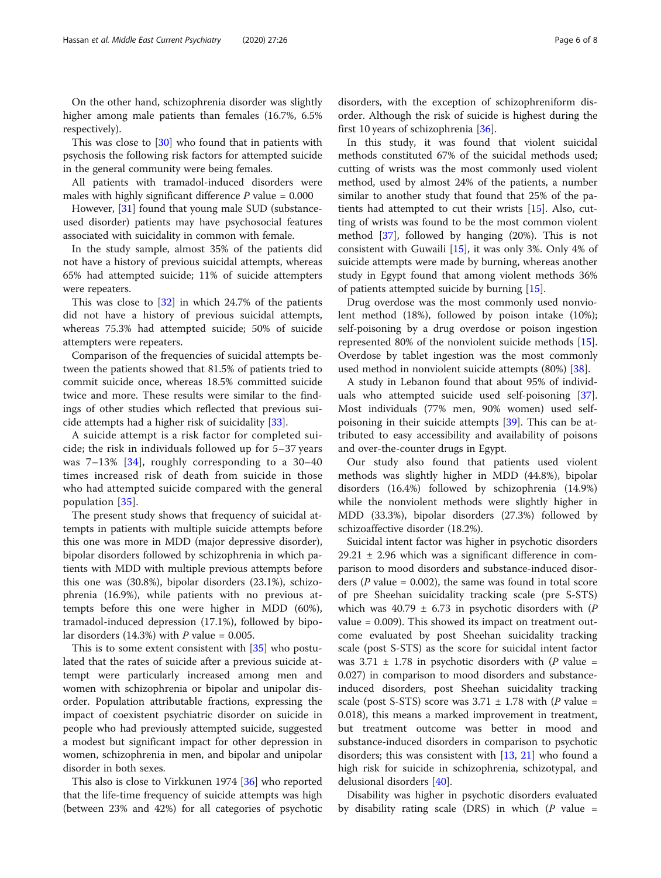On the other hand, schizophrenia disorder was slightly higher among male patients than females (16.7%, 6.5% respectively).

This was close to [30] who found that in patients with psychosis the following risk factors for attempted suicide in the general community were being females.

All patients with tramadol-induced disorders were males with highly significant difference P value = 0.000

However, [31] found that young male SUD (substance-used disorder) patients may have psychosocial features associated with suicidality in common with female.

In the study sample, almost 35% of the patients did not have a history of previous suicidal attempts, whereas 65% had attempted suicide; 11% of suicide attempters were repeaters.

This was close to [32] in which 24.7% of the patients did not have a history of previous suicidal attempts, whereas 75.3% had attempted suicide; 50% of suicide attempters were repeaters.

Comparison of the frequencies of suicidal attempts between the patients showed that 81.5% of patients tried to commit suicide once, whereas 18.5% committed suicide twice and more. These results were similar to the findings of other studies which reflected that previous suicide attempts had a higher risk of suicidality [33].

A suicide attempt is a risk factor for completed suicide; the risk in individuals followed up for 5–37 years was 7–13% [34], roughly corresponding to a 30–40 times increased risk of death from suicide in those who had attempted suicide compared with the general population [35].

The present study shows that frequency of suicidal attempts in patients with multiple suicide attempts before this one was more in MDD (major depressive disorder), bipolar disorders followed by schizophrenia in which patients with MDD with multiple previous attempts before this one was (30.8%), bipolar disorders (23.1%), schizophrenia (16.9%), while patients with no previous attempts before this one were higher in MDD (60%), tramadol-induced depression (17.1%), followed by bipolar disorders (14.3%) with P value = 0.005.

This is to some extent consistent with [35] who postulated that the rates of suicide after a previous suicide attempt were particularly increased among men and women with schizophrenia or bipolar and unipolar disorder. Population attributable fractions, expressing the impact of coexistent psychiatric disorder on suicide in people who had previously attempted suicide, suggested a modest but significant impact for other depression in women, schizophrenia in men, and bipolar and unipolar disorder in both sexes.

This also is close to Virkkunen 1974 [36] who reported that the life-time frequency of suicide attempts was high (between 23% and 42%) for all categories of psychotic disorders, with the exception of schizophreniform disorder. Although the risk of suicide is highest during the first 10 years of schizophrenia [36].

In this study, it was found that violent suicidal methods constituted 67% of the suicidal methods used; cutting of wrists was the most commonly used violent method, used by almost 24% of the patients, a number similar to another study that found that 25% of the patients had attempted to cut their wrists [15]. Also, cutting of wrists was found to be the most common violent method [37], followed by hanging (20%). This is not consistent with Guwaili [15], it was only 3%. Only 4% of suicide attempts were made by burning, whereas another study in Egypt found that among violent methods 36% of patients attempted suicide by burning [15].

Drug overdose was the most commonly used nonviolent method (18%), followed by poison intake (10%); self-poisoning by a drug overdose or poison ingestion represented 80% of the nonviolent suicide methods [15]. Overdose by tablet ingestion was the most commonly used method in nonviolent suicide attempts (80%) [38].

A study in Lebanon found that about 95% of individuals who attempted suicide used self-poisoning [37]. Most individuals (77% men, 90% women) used self-poisoning in their suicide attempts [39]. This can be attributed to easy accessibility and availability of poisons and over-the-counter drugs in Egypt.

Our study also found that patients used violent methods was slightly higher in MDD (44.8%), bipolar disorders (16.4%) followed by schizophrenia (14.9%) while the nonviolent methods were slightly higher in MDD (33.3%), bipolar disorders (27.3%) followed by schizoaffective disorder (18.2%).

Suicidal intent factor was higher in psychotic disorders 29.21 ± 2.96 which was a significant difference in comparison to mood disorders and substance-induced disorders (P value = 0.002), the same was found in total score of pre Sheehan suicidality tracking scale (pre S-STS) which was 40.79 ± 6.73 in psychotic disorders with (P value = 0.009). This showed its impact on treatment outcome evaluated by post Sheehan suicidality tracking scale (post S-STS) as the score for suicidal intent factor was 3.71 ± 1.78 in psychotic disorders with (P value = 0.027) in comparison to mood disorders and substance-induced disorders, post Sheehan suicidality tracking scale (post S-STS) score was 3.71 ± 1.78 with (P value = 0.018), this means a marked improvement in treatment, but treatment outcome was better in mood and substance-induced disorders in comparison to psychotic disorders; this was consistent with [13, 21] who found a high risk for suicide in schizophrenia, schizotypal, and delusional disorders [40].

Disability was higher in psychotic disorders evaluated by disability rating scale (DRS) in which (P value =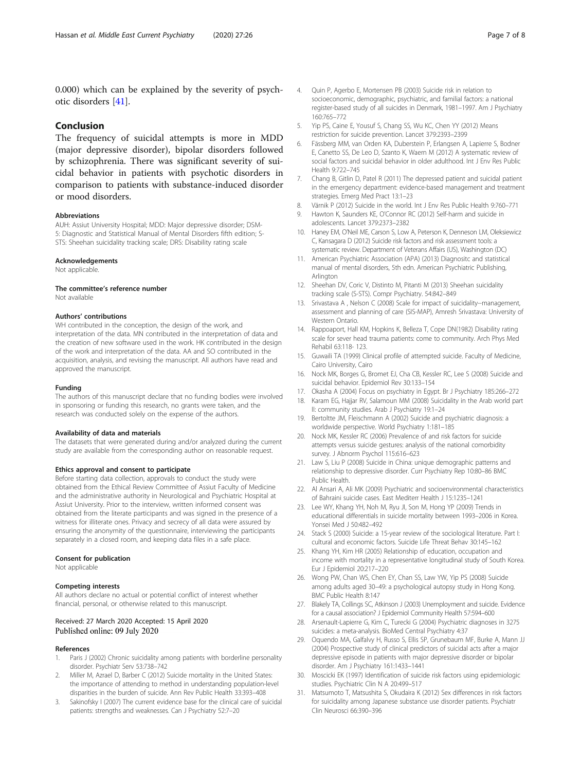0.000) which can be explained by the severity of psychotic disorders [41].

## Conclusion

The frequency of suicidal attempts is more in MDD (major depressive disorder), bipolar disorders followed by schizophrenia. There was significant severity of suicidal behavior in patients with psychotic disorders in comparison to patients with substance-induced disorder or mood disorders.

#### Abbreviations

AUH: Assiut University Hospital; MDD: Major depressive disorder; DSM-5: Diagnostic and Statistical Manual of Mental Disorders fifth edition; S-STS: Sheehan suicidality tracking scale; DRS: Disability rating scale

#### Acknowledgements

Not applicable.

#### The committee's reference number

Not available

#### Authors' contributions

WH contributed in the conception, the design of the work, and interpretation of the data. MN contributed in the interpretation of data and the creation of new software used in the work. HK contributed in the design of the work and interpretation of the data. AA and SO contributed in the acquisition, analysis, and revising the manuscript. All authors have read and approved the manuscript.

#### Funding

The authors of this manuscript declare that no funding bodies were involved in sponsoring or funding this research, no grants were taken, and the research was conducted solely on the expense of the authors.

#### Availability of data and materials

The datasets that were generated during and/or analyzed during the current study are available from the corresponding author on reasonable request.

#### Ethics approval and consent to participate

Before starting data collection, approvals to conduct the study were obtained from the Ethical Review Committee of Assiut Faculty of Medicine and the administrative authority in Neurological and Psychiatric Hospital at Assiut University. Prior to the interview, written informed consent was obtained from the literate participants and was signed in the presence of a witness for illiterate ones. Privacy and secrecy of all data were assured by ensuring the anonymity of the questionnaire, interviewing the participants separately in a closed room, and keeping data files in a safe place.

#### Consent for publication

Not applicable

#### Competing interests

All authors declare no actual or potential conflict of interest whether financial, personal, or otherwise related to this manuscript.

Received: 27 March 2020 Accepted: 15 April 2020
Published online: 09 July 2020

#### References

1. Paris J (2002) Chronic suicidality among patients with borderline personality disorder. Psychiatr Serv 53:738–742
2. Miller M, Azrael D, Barber C (2012) Suicide mortality in the United States: the importance of attending to method in understanding population-level disparities in the burden of suicide. Ann Rev Public Health 33:393–408
3. Sakinofsky I (2007) The current evidence base for the clinical care of suicidal patients: strengths and weaknesses. Can J Psychiatry 52:7–20
4. Quin P, Agerbo E, Mortensen PB (2003) Suicide risk in relation to socioeconomic, demographic, psychiatric, and familial factors: a national register-based study of all suicides in Denmark, 1981–1997. Am J Psychiatry 160:765–772
5. Yip PS, Caine E, Yousuf S, Chang SS, Wu KC, Chen YY (2012) Means restriction for suicide prevention. Lancet 379:2393–2399
6. Fässberg MM, van Orden KA, Duberstein P, Erlangsen A, Lapierre S, Bodner E, Canetto SS, De Leo D, Szanto K, Waern M (2012) A systematic review of social factors and suicidal behavior in older adulthood. Int J Env Res Public Health 9:722–745
7. Chang B, Gitlin D, Patel R (2011) The depressed patient and suicidal patient in the emergency department: evidence-based management and treatment strategies. Emerg Med Pract 13:1–23
8. Värnik P (2012) Suicide in the world. Int J Env Res Public Health 9:760–771
9. Hawton K, Saunders KE, O'Connor RC (2012) Self-harm and suicide in adolescents. Lancet 379:2373–2382
10. Haney EM, O'Neil ME, Carson S, Low A, Peterson K, Denneson LM, Oleksiewicz C, Kansagara D (2012) Suicide risk factors and risk assessment tools: a systematic review. Department of Veterans Affairs (US), Washington (DC)
11. American Psychiatric Association (APA) (2013) Diagnositc and statistical manual of mental disorders, 5th edn. American Psychiatric Publishing, Arlington
12. Sheehan DV, Coric V, Distinto M, Pitanti M (2013) Sheehan suicidality tracking scale (S-STS). Compr Psychiatry. 54:842–849
13. Srivastava A , Nelson C (2008) Scale for impact of suicidality--management, assessment and planning of care (SIS-MAP), Amresh Srivastava: University of Western Ontario.
14. Rappoaport, Hall KM, Hopkins K, Belleza T, Cope DN(1982) Disability rating scale for sever head trauma patients: come to community. Arch Phys Med Rehabil 63:118- 123.
15. Guwaili TA (1999) Clinical profile of attempted suicide. Faculty of Medicine, Cairo University, Cairo
16. Nock MK, Borges G, Bromet EJ, Cha CB, Kessler RC, Lee S (2008) Suicide and suicidal behavior. Epidemiol Rev 30:133–154
17. Okasha A (2004) Focus on psychiatry in Egypt. Br J Psychiatry 185:266–272
18. Karam EG, Hajjar RV, Salamoun MM (2008) Suicidality in the Arab world part II: community studies. Arab J Psychiatry 19:1–24
19. Bertoltte JM, Fleischmann A (2002) Suicide and psychiatric diagnosis: a worldwide perspective. World Psychiatry 1:181–185
20. Nock MK, Kessler RC (2006) Prevalence of and risk factors for suicide attempts versus suicide gestures: analysis of the national comorbidity survey. J Abnorm Psychol 115:616–623
21. Law S, Liu P (2008) Suicide in China: unique demographic patterns and relationship to depressive disorder. Curr Psychiatry Rep 10:80–86 BMC Public Health.
22. Al Ansari A, Ali MK (2009) Psychiatric and socioenvironmental characteristics of Bahraini suicide cases. East Mediterr Health J 15:1235–1241
23. Lee WY, Khang YH, Noh M, Ryu JI, Son M, Hong YP (2009) Trends in educational differentials in suicide mortality between 1993–2006 in Korea. Yonsei Med J 50:482–492
24. Stack S (2000) Suicide: a 15-year review of the sociological literature. Part I: cultural and economic factors. Suicide Life Threat Behav 30:145–162
25. Khang YH, Kim HR (2005) Relationship of education, occupation and income with mortality in a representative longitudinal study of South Korea. Eur J Epidemiol 20:217–220
26. Wong PW, Chan WS, Chen EY, Chan SS, Law YW, Yip PS (2008) Suicide among adults aged 30–49: a psychological autopsy study in Hong Kong. BMC Public Health 8:147
27. Blakely TA, Collings SC, Atkinson J (2003) Unemployment and suicide. Evidence for a causal association? J Epidemiol Community Health 57:594–600
28. Arsenault-Lapierre G, Kim C, Turecki G (2004) Psychiatric diagnoses in 3275 suicides: a meta-analysis. BioMed Central Psychiatry 4:37
29. Oquendo MA, Galfalvy H, Russo S, Ellis SP, Grunebaum MF, Burke A, Mann JJ (2004) Prospective study of clinical predictors of suicidal acts after a major depressive episode in patients with major depressive disorder or bipolar disorder. Am J Psychiatry 161:1433–1441
30. Moscicki EK (1997) Identification of suicide risk factors using epidemiologic studies. Psychiatric Clin N A 20:499–517
31. Matsumoto T, Matsushita S, Okudaira K (2012) Sex differences in risk factors for suicidality among Japanese substance use disorder patients. Psychiatr Clin Neurosci 66:390–396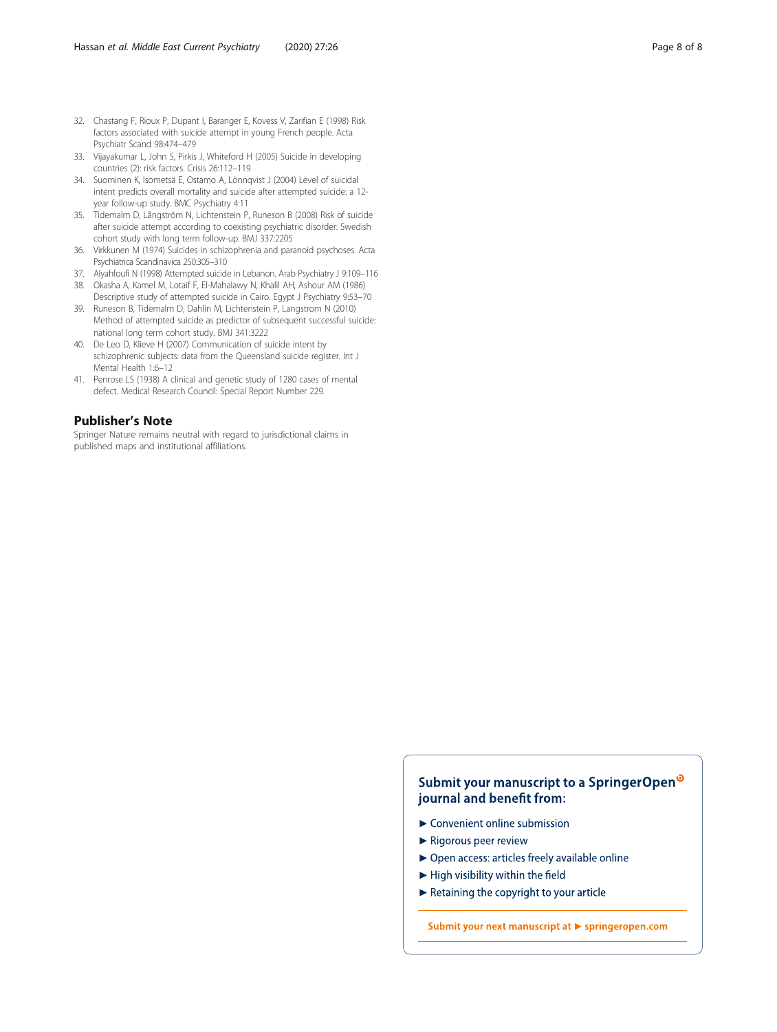32. Chastang F, Rioux P, Dupant I, Baranger E, Kovess V, Zarifian E (1998) Risk factors associated with suicide attempt in young French people. Acta Psychiatr Scand 98:474–479
33. Vijayakumar L, John S, Pirkis J, Whiteford H (2005) Suicide in developing countries (2): risk factors. Crisis 26:112–119
34. Suominen K, Isometsä E, Ostamo A, Lönnqvist J (2004) Level of suicidal intent predicts overall mortality and suicide after attempted suicide: a 12-year follow-up study. BMC Psychiatry 4:11
35. Tidemalm D, Långström N, Lichtenstein P, Runeson B (2008) Risk of suicide after suicide attempt according to coexisting psychiatric disorder: Swedish cohort study with long term follow-up. BMJ 337:2205
36. Virkkunen M (1974) Suicides in schizophrenia and paranoid psychoses. Acta Psychiatrica Scandinavica 250:305–310
37. Alyahfoufi N (1998) Attempted suicide in Lebanon. Arab Psychiatry J 9:109–116
38. Okasha A, Kamel M, Lotaif F, El-Mahalawy N, Khalil AH, Ashour AM (1986) Descriptive study of attempted suicide in Cairo. Egypt J Psychiatry 9:53–70
39. Runeson B, Tidemalm D, Dahlin M, Lichtenstein P, Langstrom N (2010) Method of attempted suicide as predictor of subsequent successful suicide: national long term cohort study. BMJ 341:3222
40. De Leo D, Klieve H (2007) Communication of suicide intent by schizophrenic subjects: data from the Queensland suicide register. Int J Mental Health 1:6–12
41. Penrose LS (1938) A clinical and genetic study of 1280 cases of mental defect. Medical Research Council: Special Report Number 229.

## Publisher's Note

Springer Nature remains neutral with regard to jurisdictional claims in published maps and institutional affiliations.

**Submit your manuscript to a SpringerOpen journal and benefit from:**

► Convenient online submission
► Rigorous peer review
► Open access: articles freely available online
► High visibility within the field
► Retaining the copyright to your article

**Submit your next manuscript at ► springeropen.com**